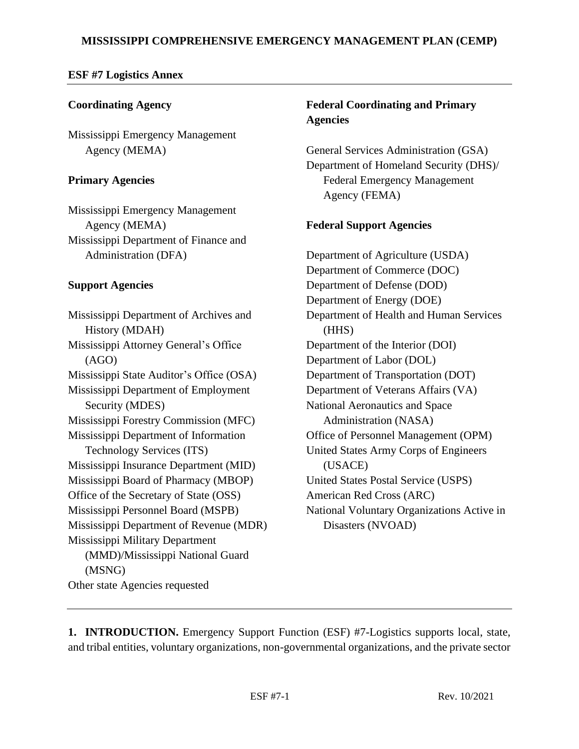# MISSISSIPPI COMPREHENSIVE EMERGENCY MANAGEMENT PLAN (CEMP)

## ESF #7 Logistics Annex

**Coordinating Agency**

Mississippi Emergency Management Agency (MEMA)

**Primary Agencies**

Mississippi Emergency Management Agency (MEMA)
Mississippi Department of Finance and Administration (DFA)

**Support Agencies**

Mississippi Department of Archives and History (MDAH)
Mississippi Attorney General's Office (AGO)
Mississippi State Auditor's Office (OSA)
Mississippi Department of Employment Security (MDES)
Mississippi Forestry Commission (MFC)
Mississippi Department of Information Technology Services (ITS)
Mississippi Insurance Department (MID)
Mississippi Board of Pharmacy (MBOP)
Office of the Secretary of State (OSS)
Mississippi Personnel Board (MSPB)
Mississippi Department of Revenue (MDR)
Mississippi Military Department (MMD)/Mississippi National Guard (MSNG)
Other state Agencies requested

**Federal Coordinating and Primary Agencies**

General Services Administration (GSA)
Department of Homeland Security (DHS)/ Federal Emergency Management Agency (FEMA)

**Federal Support Agencies**

Department of Agriculture (USDA)
Department of Commerce (DOC)
Department of Defense (DOD)
Department of Energy (DOE)
Department of Health and Human Services (HHS)
Department of the Interior (DOI)
Department of Labor (DOL)
Department of Transportation (DOT)
Department of Veterans Affairs (VA)
National Aeronautics and Space Administration (NASA)
Office of Personnel Management (OPM)
United States Army Corps of Engineers (USACE)
United States Postal Service (USPS)
American Red Cross (ARC)
National Voluntary Organizations Active in Disasters (NVOAD)

---

**1. INTRODUCTION.** Emergency Support Function (ESF) #7-Logistics supports local, state, and tribal entities, voluntary organizations, non-governmental organizations, and the private sector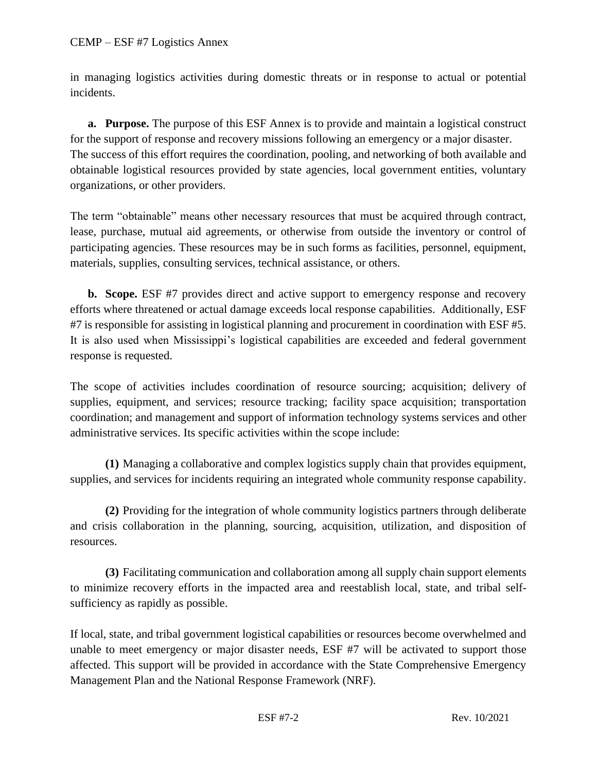in managing logistics activities during domestic threats or in response to actual or potential incidents.

**a. Purpose.** The purpose of this ESF Annex is to provide and maintain a logistical construct for the support of response and recovery missions following an emergency or a major disaster. The success of this effort requires the coordination, pooling, and networking of both available and obtainable logistical resources provided by state agencies, local government entities, voluntary organizations, or other providers.

The term "obtainable" means other necessary resources that must be acquired through contract, lease, purchase, mutual aid agreements, or otherwise from outside the inventory or control of participating agencies. These resources may be in such forms as facilities, personnel, equipment, materials, supplies, consulting services, technical assistance, or others.

**b. Scope.** ESF #7 provides direct and active support to emergency response and recovery efforts where threatened or actual damage exceeds local response capabilities. Additionally, ESF #7 is responsible for assisting in logistical planning and procurement in coordination with ESF #5. It is also used when Mississippi's logistical capabilities are exceeded and federal government response is requested.

The scope of activities includes coordination of resource sourcing; acquisition; delivery of supplies, equipment, and services; resource tracking; facility space acquisition; transportation coordination; and management and support of information technology systems services and other administrative services. Its specific activities within the scope include:

**(1)** Managing a collaborative and complex logistics supply chain that provides equipment, supplies, and services for incidents requiring an integrated whole community response capability.

**(2)** Providing for the integration of whole community logistics partners through deliberate and crisis collaboration in the planning, sourcing, acquisition, utilization, and disposition of resources.

**(3)** Facilitating communication and collaboration among all supply chain support elements to minimize recovery efforts in the impacted area and reestablish local, state, and tribal self-sufficiency as rapidly as possible.

If local, state, and tribal government logistical capabilities or resources become overwhelmed and unable to meet emergency or major disaster needs, ESF #7 will be activated to support those affected. This support will be provided in accordance with the State Comprehensive Emergency Management Plan and the National Response Framework (NRF).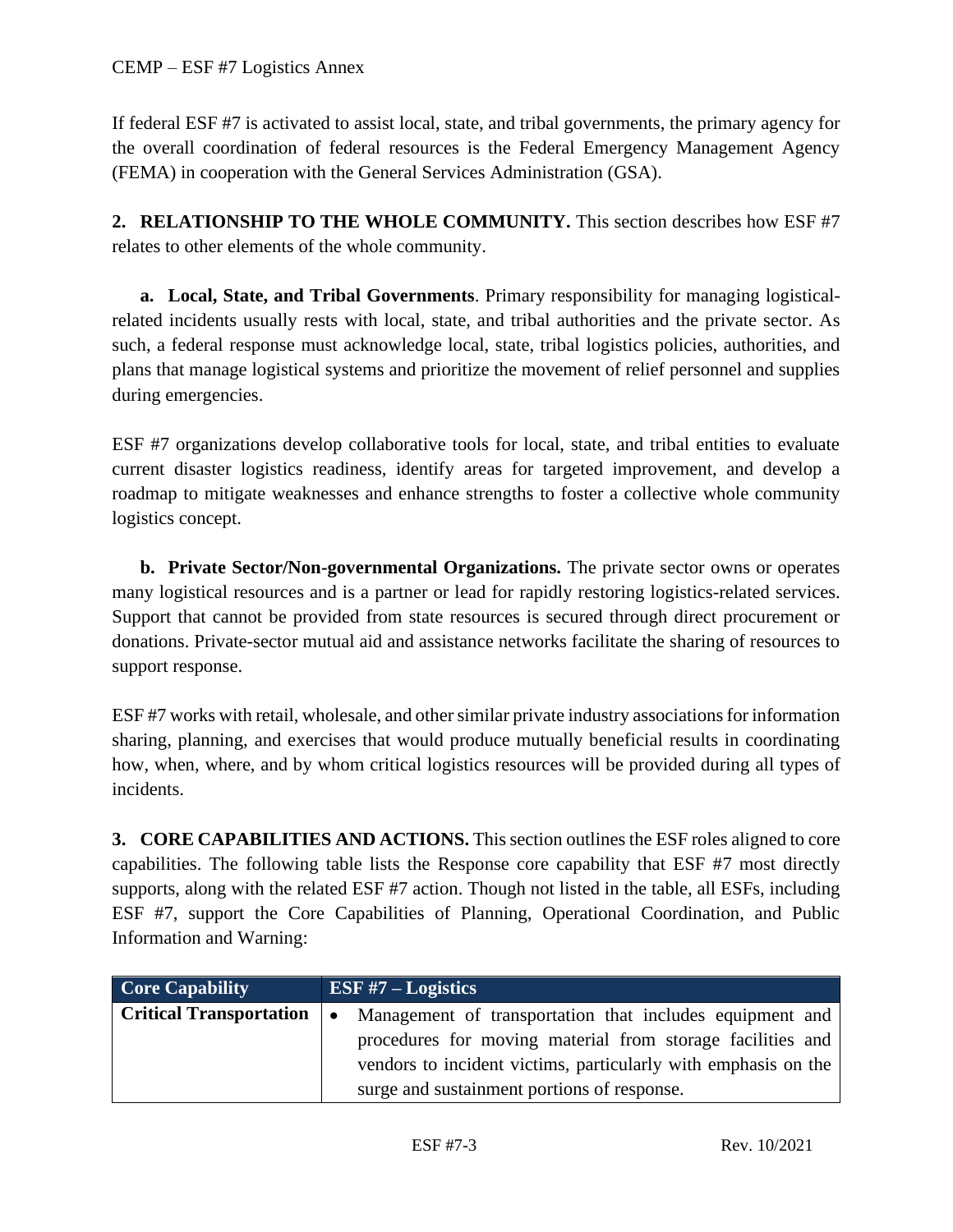If federal ESF #7 is activated to assist local, state, and tribal governments, the primary agency for the overall coordination of federal resources is the Federal Emergency Management Agency (FEMA) in cooperation with the General Services Administration (GSA).

## 2. RELATIONSHIP TO THE WHOLE COMMUNITY.

This section describes how ESF #7 relates to other elements of the whole community.

**a. Local, State, and Tribal Governments**. Primary responsibility for managing logistical-related incidents usually rests with local, state, and tribal authorities and the private sector. As such, a federal response must acknowledge local, state, tribal logistics policies, authorities, and plans that manage logistical systems and prioritize the movement of relief personnel and supplies during emergencies.

ESF #7 organizations develop collaborative tools for local, state, and tribal entities to evaluate current disaster logistics readiness, identify areas for targeted improvement, and develop a roadmap to mitigate weaknesses and enhance strengths to foster a collective whole community logistics concept.

**b. Private Sector/Non-governmental Organizations.** The private sector owns or operates many logistical resources and is a partner or lead for rapidly restoring logistics-related services. Support that cannot be provided from state resources is secured through direct procurement or donations. Private-sector mutual aid and assistance networks facilitate the sharing of resources to support response.

ESF #7 works with retail, wholesale, and other similar private industry associations for information sharing, planning, and exercises that would produce mutually beneficial results in coordinating how, when, where, and by whom critical logistics resources will be provided during all types of incidents.

## 3. CORE CAPABILITIES AND ACTIONS.

This section outlines the ESF roles aligned to core capabilities. The following table lists the Response core capability that ESF #7 most directly supports, along with the related ESF #7 action. Though not listed in the table, all ESFs, including ESF #7, support the Core Capabilities of Planning, Operational Coordination, and Public Information and Warning:

| Core Capability | ESF #7 – Logistics |
| --- | --- |
| **Critical Transportation** | • Management of transportation that includes equipment and procedures for moving material from storage facilities and vendors to incident victims, particularly with emphasis on the surge and sustainment portions of response. |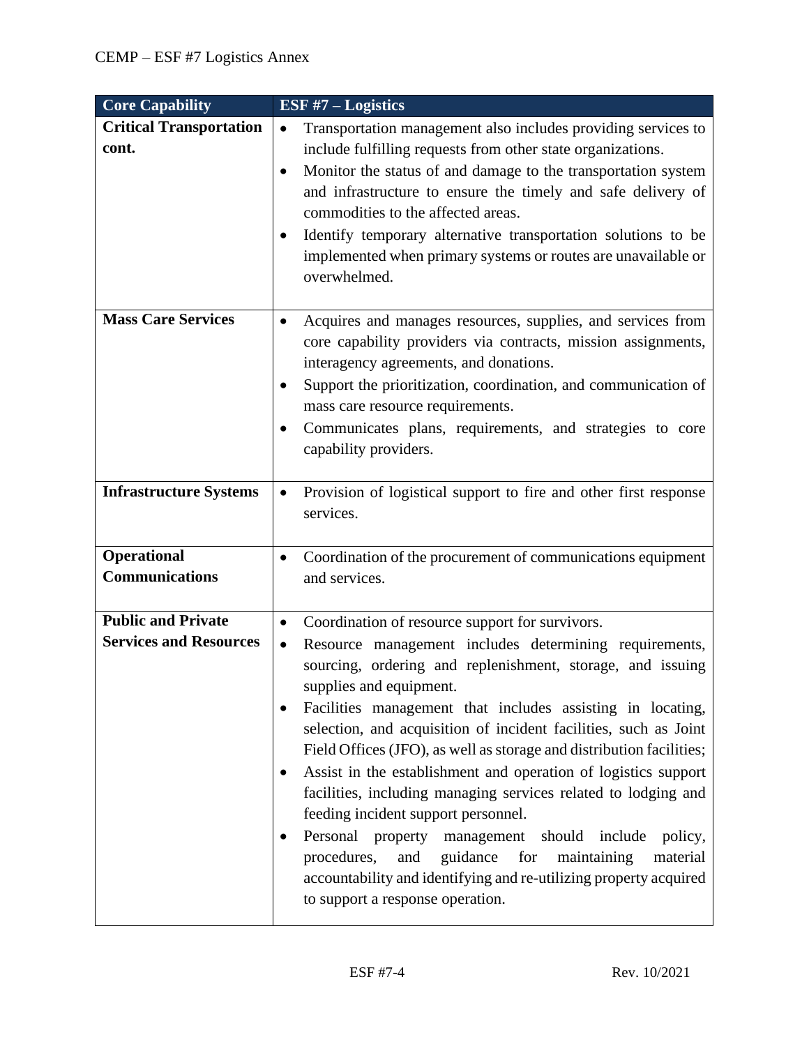| Core Capability | ESF #7 – Logistics |
|---|---|
| **Critical Transportation cont.** | • Transportation management also includes providing services to include fulfilling requests from other state organizations.<br>• Monitor the status of and damage to the transportation system and infrastructure to ensure the timely and safe delivery of commodities to the affected areas.<br>• Identify temporary alternative transportation solutions to be implemented when primary systems or routes are unavailable or overwhelmed. |
| **Mass Care Services** | • Acquires and manages resources, supplies, and services from core capability providers via contracts, mission assignments, interagency agreements, and donations.<br>• Support the prioritization, coordination, and communication of mass care resource requirements.<br>• Communicates plans, requirements, and strategies to core capability providers. |
| **Infrastructure Systems** | • Provision of logistical support to fire and other first response services. |
| **Operational Communications** | • Coordination of the procurement of communications equipment and services. |
| **Public and Private Services and Resources** | • Coordination of resource support for survivors.<br>• Resource management includes determining requirements, sourcing, ordering and replenishment, storage, and issuing supplies and equipment.<br>• Facilities management that includes assisting in locating, selection, and acquisition of incident facilities, such as Joint Field Offices (JFO), as well as storage and distribution facilities;<br>• Assist in the establishment and operation of logistics support facilities, including managing services related to lodging and feeding incident support personnel.<br>• Personal property management should include policy, procedures, and guidance for maintaining material accountability and identifying and re-utilizing property acquired to support a response operation. |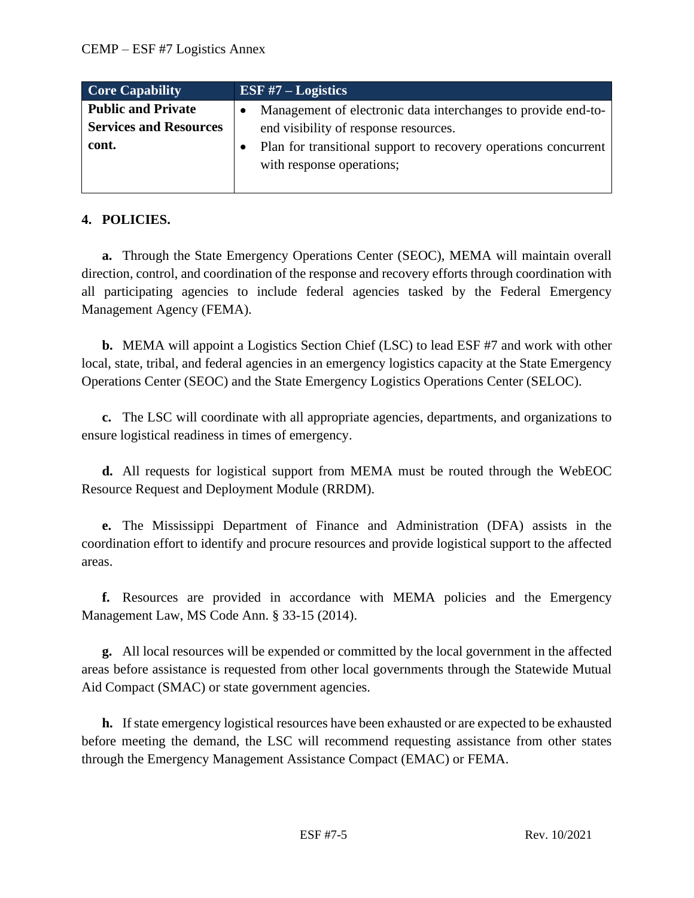| Core Capability | ESF #7 – Logistics |
| --- | --- |
| **Public and Private Services and Resources cont.** | • Management of electronic data interchanges to provide end-to-end visibility of response resources.<br>• Plan for transitional support to recovery operations concurrent with response operations; |

## 4. POLICIES.

**a.** Through the State Emergency Operations Center (SEOC), MEMA will maintain overall direction, control, and coordination of the response and recovery efforts through coordination with all participating agencies to include federal agencies tasked by the Federal Emergency Management Agency (FEMA).

**b.** MEMA will appoint a Logistics Section Chief (LSC) to lead ESF #7 and work with other local, state, tribal, and federal agencies in an emergency logistics capacity at the State Emergency Operations Center (SEOC) and the State Emergency Logistics Operations Center (SELOC).

**c.** The LSC will coordinate with all appropriate agencies, departments, and organizations to ensure logistical readiness in times of emergency.

**d.** All requests for logistical support from MEMA must be routed through the WebEOC Resource Request and Deployment Module (RRDM).

**e.** The Mississippi Department of Finance and Administration (DFA) assists in the coordination effort to identify and procure resources and provide logistical support to the affected areas.

**f.** Resources are provided in accordance with MEMA policies and the Emergency Management Law, MS Code Ann. § 33-15 (2014).

**g.** All local resources will be expended or committed by the local government in the affected areas before assistance is requested from other local governments through the Statewide Mutual Aid Compact (SMAC) or state government agencies.

**h.** If state emergency logistical resources have been exhausted or are expected to be exhausted before meeting the demand, the LSC will recommend requesting assistance from other states through the Emergency Management Assistance Compact (EMAC) or FEMA.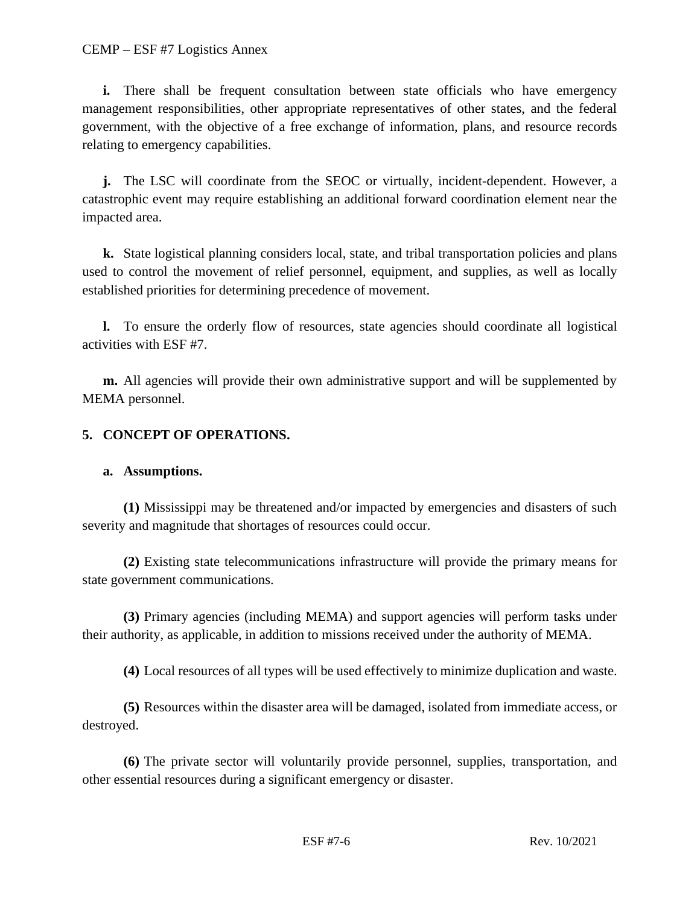**i.** There shall be frequent consultation between state officials who have emergency management responsibilities, other appropriate representatives of other states, and the federal government, with the objective of a free exchange of information, plans, and resource records relating to emergency capabilities.

**j.** The LSC will coordinate from the SEOC or virtually, incident-dependent. However, a catastrophic event may require establishing an additional forward coordination element near the impacted area.

**k.** State logistical planning considers local, state, and tribal transportation policies and plans used to control the movement of relief personnel, equipment, and supplies, as well as locally established priorities for determining precedence of movement.

**l.** To ensure the orderly flow of resources, state agencies should coordinate all logistical activities with ESF #7.

**m.** All agencies will provide their own administrative support and will be supplemented by MEMA personnel.

## 5. CONCEPT OF OPERATIONS.

### a. Assumptions.

**(1)** Mississippi may be threatened and/or impacted by emergencies and disasters of such severity and magnitude that shortages of resources could occur.

**(2)** Existing state telecommunications infrastructure will provide the primary means for state government communications.

**(3)** Primary agencies (including MEMA) and support agencies will perform tasks under their authority, as applicable, in addition to missions received under the authority of MEMA.

**(4)** Local resources of all types will be used effectively to minimize duplication and waste.

**(5)** Resources within the disaster area will be damaged, isolated from immediate access, or destroyed.

**(6)** The private sector will voluntarily provide personnel, supplies, transportation, and other essential resources during a significant emergency or disaster.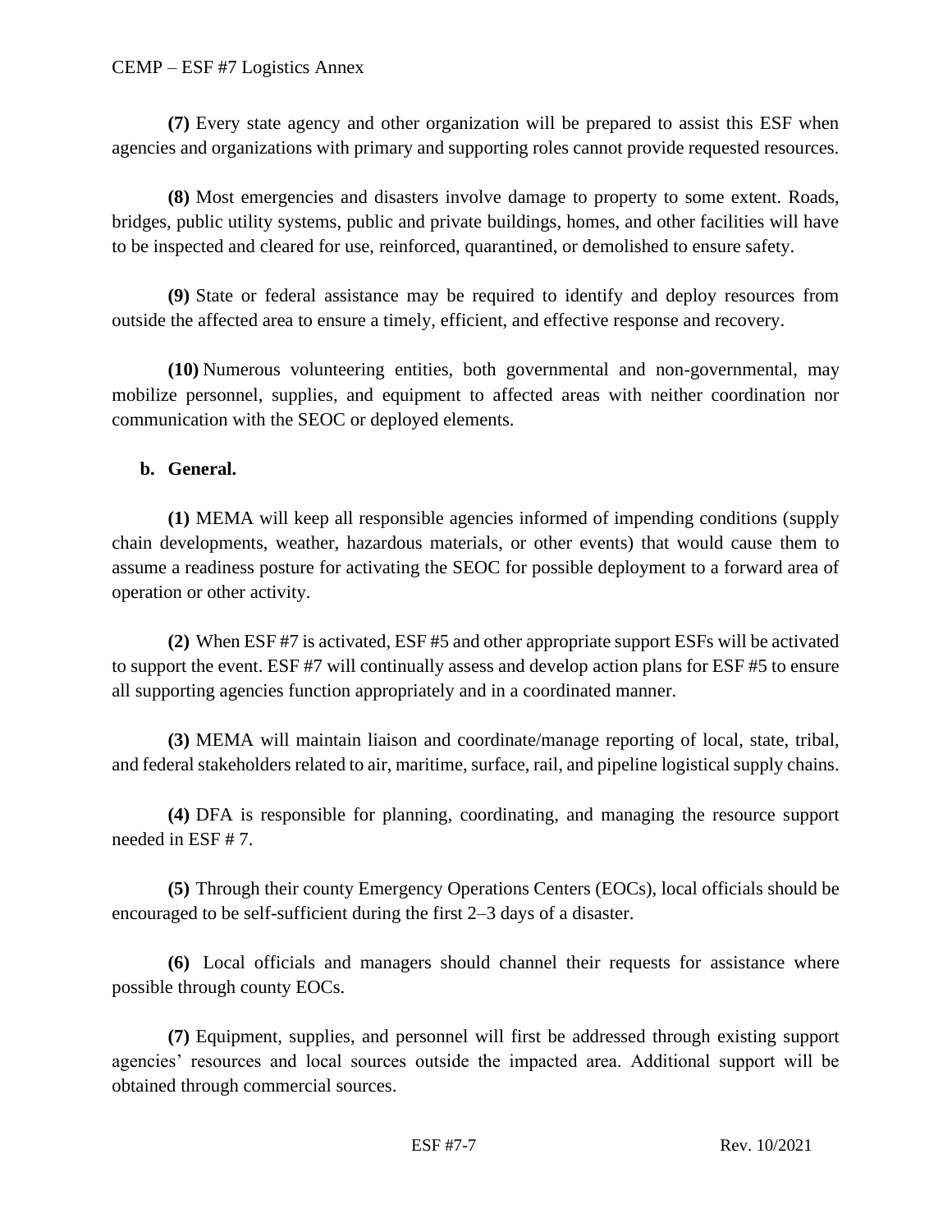**(7)** Every state agency and other organization will be prepared to assist this ESF when agencies and organizations with primary and supporting roles cannot provide requested resources.

**(8)** Most emergencies and disasters involve damage to property to some extent. Roads, bridges, public utility systems, public and private buildings, homes, and other facilities will have to be inspected and cleared for use, reinforced, quarantined, or demolished to ensure safety.

**(9)** State or federal assistance may be required to identify and deploy resources from outside the affected area to ensure a timely, efficient, and effective response and recovery.

**(10)** Numerous volunteering entities, both governmental and non-governmental, may mobilize personnel, supplies, and equipment to affected areas with neither coordination nor communication with the SEOC or deployed elements.

**b. General.**

**(1)** MEMA will keep all responsible agencies informed of impending conditions (supply chain developments, weather, hazardous materials, or other events) that would cause them to assume a readiness posture for activating the SEOC for possible deployment to a forward area of operation or other activity.

**(2)** When ESF #7 is activated, ESF #5 and other appropriate support ESFs will be activated to support the event. ESF #7 will continually assess and develop action plans for ESF #5 to ensure all supporting agencies function appropriately and in a coordinated manner.

**(3)** MEMA will maintain liaison and coordinate/manage reporting of local, state, tribal, and federal stakeholders related to air, maritime, surface, rail, and pipeline logistical supply chains.

**(4)** DFA is responsible for planning, coordinating, and managing the resource support needed in ESF # 7.

**(5)** Through their county Emergency Operations Centers (EOCs), local officials should be encouraged to be self-sufficient during the first 2–3 days of a disaster.

**(6)** Local officials and managers should channel their requests for assistance where possible through county EOCs.

**(7)** Equipment, supplies, and personnel will first be addressed through existing support agencies' resources and local sources outside the impacted area. Additional support will be obtained through commercial sources.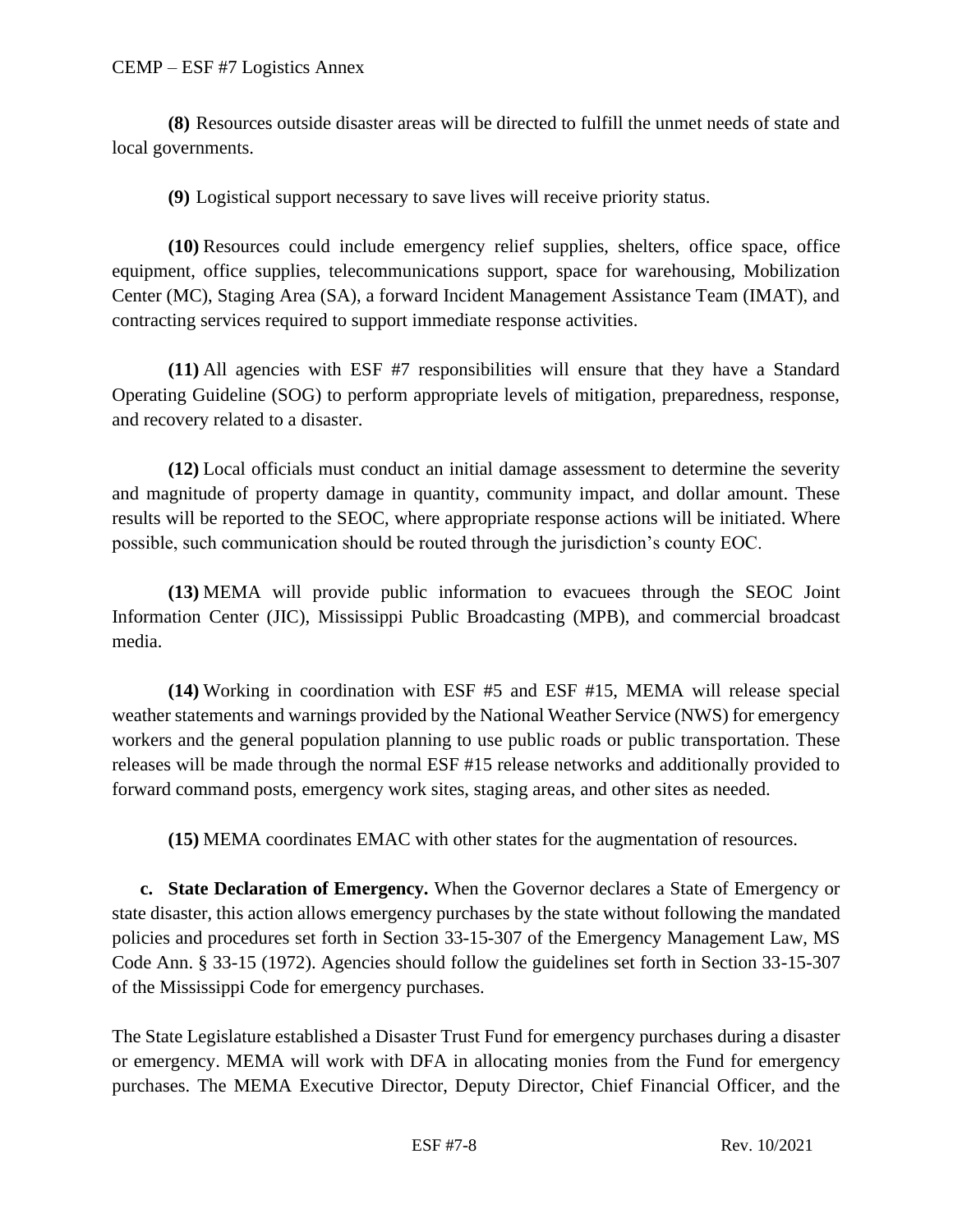**(8)** Resources outside disaster areas will be directed to fulfill the unmet needs of state and local governments.

**(9)** Logistical support necessary to save lives will receive priority status.

**(10)** Resources could include emergency relief supplies, shelters, office space, office equipment, office supplies, telecommunications support, space for warehousing, Mobilization Center (MC), Staging Area (SA), a forward Incident Management Assistance Team (IMAT), and contracting services required to support immediate response activities.

**(11)** All agencies with ESF #7 responsibilities will ensure that they have a Standard Operating Guideline (SOG) to perform appropriate levels of mitigation, preparedness, response, and recovery related to a disaster.

**(12)** Local officials must conduct an initial damage assessment to determine the severity and magnitude of property damage in quantity, community impact, and dollar amount. These results will be reported to the SEOC, where appropriate response actions will be initiated. Where possible, such communication should be routed through the jurisdiction's county EOC.

**(13)** MEMA will provide public information to evacuees through the SEOC Joint Information Center (JIC), Mississippi Public Broadcasting (MPB), and commercial broadcast media.

**(14)** Working in coordination with ESF #5 and ESF #15, MEMA will release special weather statements and warnings provided by the National Weather Service (NWS) for emergency workers and the general population planning to use public roads or public transportation. These releases will be made through the normal ESF #15 release networks and additionally provided to forward command posts, emergency work sites, staging areas, and other sites as needed.

**(15)** MEMA coordinates EMAC with other states for the augmentation of resources.

**c. State Declaration of Emergency.** When the Governor declares a State of Emergency or state disaster, this action allows emergency purchases by the state without following the mandated policies and procedures set forth in Section 33-15-307 of the Emergency Management Law, MS Code Ann. § 33-15 (1972). Agencies should follow the guidelines set forth in Section 33-15-307 of the Mississippi Code for emergency purchases.

The State Legislature established a Disaster Trust Fund for emergency purchases during a disaster or emergency. MEMA will work with DFA in allocating monies from the Fund for emergency purchases. The MEMA Executive Director, Deputy Director, Chief Financial Officer, and the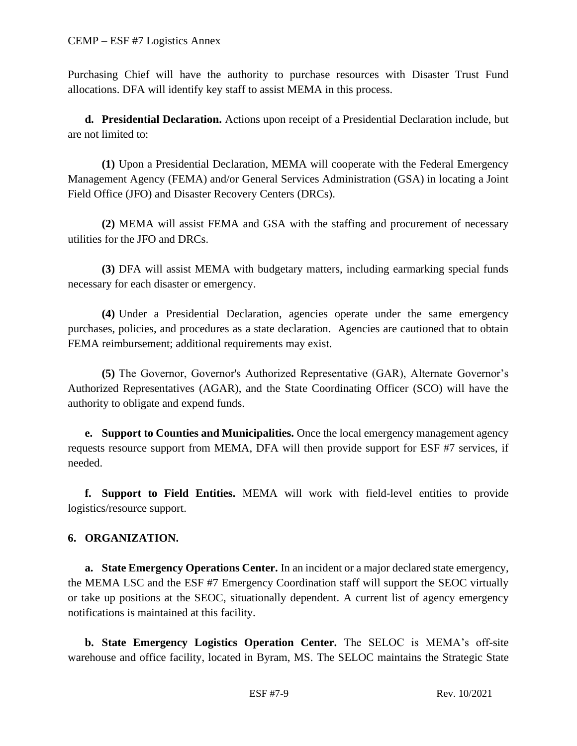Purchasing Chief will have the authority to purchase resources with Disaster Trust Fund allocations. DFA will identify key staff to assist MEMA in this process.

**d. Presidential Declaration.** Actions upon receipt of a Presidential Declaration include, but are not limited to:

**(1)** Upon a Presidential Declaration, MEMA will cooperate with the Federal Emergency Management Agency (FEMA) and/or General Services Administration (GSA) in locating a Joint Field Office (JFO) and Disaster Recovery Centers (DRCs).

**(2)** MEMA will assist FEMA and GSA with the staffing and procurement of necessary utilities for the JFO and DRCs.

**(3)** DFA will assist MEMA with budgetary matters, including earmarking special funds necessary for each disaster or emergency.

**(4)** Under a Presidential Declaration, agencies operate under the same emergency purchases, policies, and procedures as a state declaration. Agencies are cautioned that to obtain FEMA reimbursement; additional requirements may exist.

**(5)** The Governor, Governor's Authorized Representative (GAR), Alternate Governor's Authorized Representatives (AGAR), and the State Coordinating Officer (SCO) will have the authority to obligate and expend funds.

**e. Support to Counties and Municipalities.** Once the local emergency management agency requests resource support from MEMA, DFA will then provide support for ESF #7 services, if needed.

**f. Support to Field Entities.** MEMA will work with field-level entities to provide logistics/resource support.

## 6. ORGANIZATION.

**a. State Emergency Operations Center.** In an incident or a major declared state emergency, the MEMA LSC and the ESF #7 Emergency Coordination staff will support the SEOC virtually or take up positions at the SEOC, situationally dependent. A current list of agency emergency notifications is maintained at this facility.

**b. State Emergency Logistics Operation Center.** The SELOC is MEMA's off-site warehouse and office facility, located in Byram, MS. The SELOC maintains the Strategic State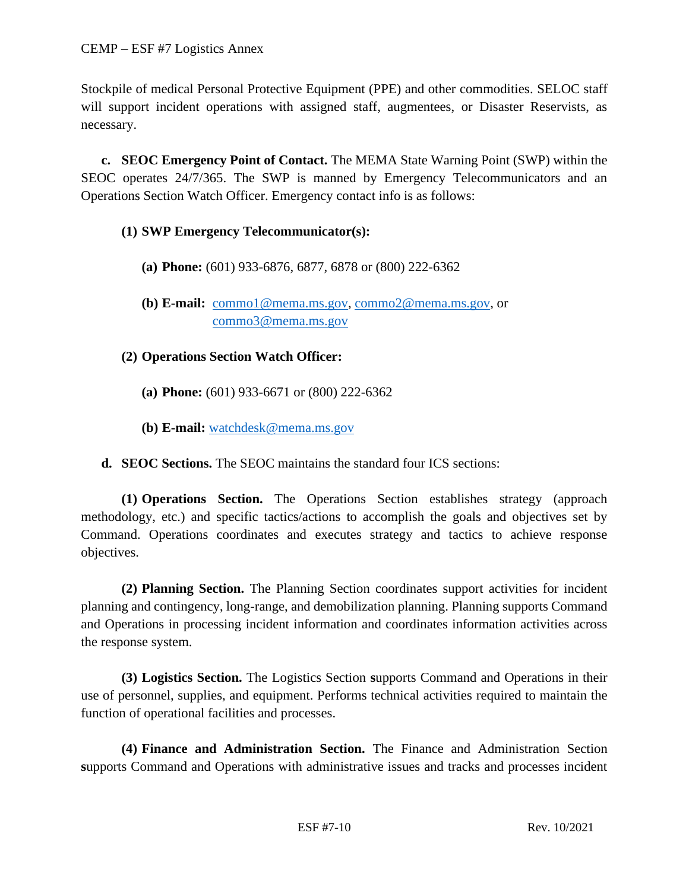Stockpile of medical Personal Protective Equipment (PPE) and other commodities. SELOC staff will support incident operations with assigned staff, augmentees, or Disaster Reservists, as necessary.

**c. SEOC Emergency Point of Contact.** The MEMA State Warning Point (SWP) within the SEOC operates 24/7/365. The SWP is manned by Emergency Telecommunicators and an Operations Section Watch Officer. Emergency contact info is as follows:

**(1) SWP Emergency Telecommunicator(s):**

**(a) Phone:** (601) 933-6876, 6877, 6878 or (800) 222-6362

**(b) E-mail:** commo1@mema.ms.gov, commo2@mema.ms.gov, or commo3@mema.ms.gov

**(2) Operations Section Watch Officer:**

**(a) Phone:** (601) 933-6671 or (800) 222-6362

**(b) E-mail:** watchdesk@mema.ms.gov

**d. SEOC Sections.** The SEOC maintains the standard four ICS sections:

**(1) Operations Section.** The Operations Section establishes strategy (approach methodology, etc.) and specific tactics/actions to accomplish the goals and objectives set by Command. Operations coordinates and executes strategy and tactics to achieve response objectives.

**(2) Planning Section.** The Planning Section coordinates support activities for incident planning and contingency, long-range, and demobilization planning. Planning supports Command and Operations in processing incident information and coordinates information activities across the response system.

**(3) Logistics Section.** The Logistics Section supports Command and Operations in their use of personnel, supplies, and equipment. Performs technical activities required to maintain the function of operational facilities and processes.

**(4) Finance and Administration Section.** The Finance and Administration Section supports Command and Operations with administrative issues and tracks and processes incident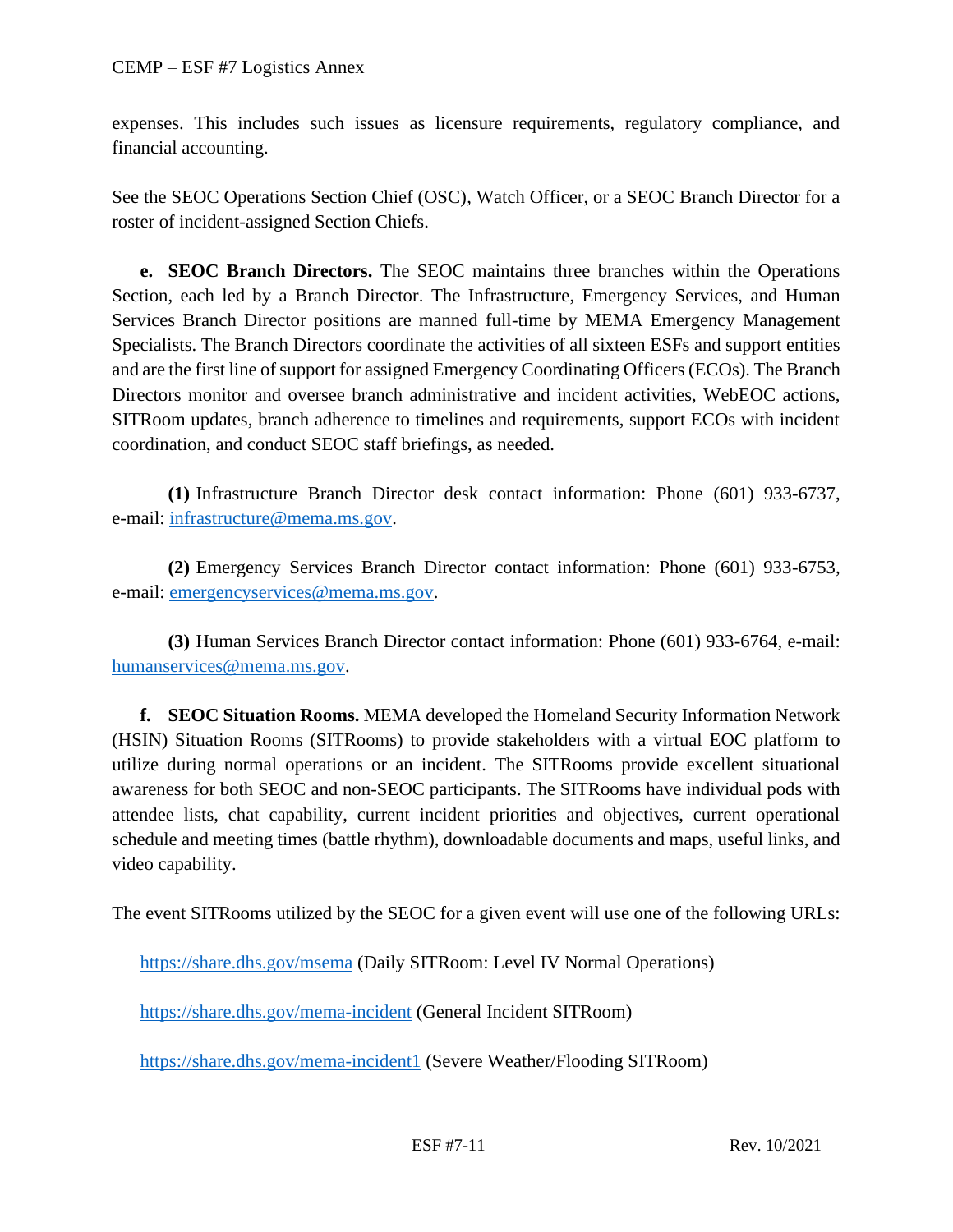expenses. This includes such issues as licensure requirements, regulatory compliance, and financial accounting.

See the SEOC Operations Section Chief (OSC), Watch Officer, or a SEOC Branch Director for a roster of incident-assigned Section Chiefs.

**e. SEOC Branch Directors.** The SEOC maintains three branches within the Operations Section, each led by a Branch Director. The Infrastructure, Emergency Services, and Human Services Branch Director positions are manned full-time by MEMA Emergency Management Specialists. The Branch Directors coordinate the activities of all sixteen ESFs and support entities and are the first line of support for assigned Emergency Coordinating Officers (ECOs). The Branch Directors monitor and oversee branch administrative and incident activities, WebEOC actions, SITRoom updates, branch adherence to timelines and requirements, support ECOs with incident coordination, and conduct SEOC staff briefings, as needed.

**(1)** Infrastructure Branch Director desk contact information: Phone (601) 933-6737, e-mail: infrastructure@mema.ms.gov.

**(2)** Emergency Services Branch Director contact information: Phone (601) 933-6753, e-mail: emergencyservices@mema.ms.gov.

**(3)** Human Services Branch Director contact information: Phone (601) 933-6764, e-mail: humanservices@mema.ms.gov.

**f. SEOC Situation Rooms.** MEMA developed the Homeland Security Information Network (HSIN) Situation Rooms (SITRooms) to provide stakeholders with a virtual EOC platform to utilize during normal operations or an incident. The SITRooms provide excellent situational awareness for both SEOC and non-SEOC participants. The SITRooms have individual pods with attendee lists, chat capability, current incident priorities and objectives, current operational schedule and meeting times (battle rhythm), downloadable documents and maps, useful links, and video capability.

The event SITRooms utilized by the SEOC for a given event will use one of the following URLs:

https://share.dhs.gov/msema (Daily SITRoom: Level IV Normal Operations)

https://share.dhs.gov/mema-incident (General Incident SITRoom)

https://share.dhs.gov/mema-incident1 (Severe Weather/Flooding SITRoom)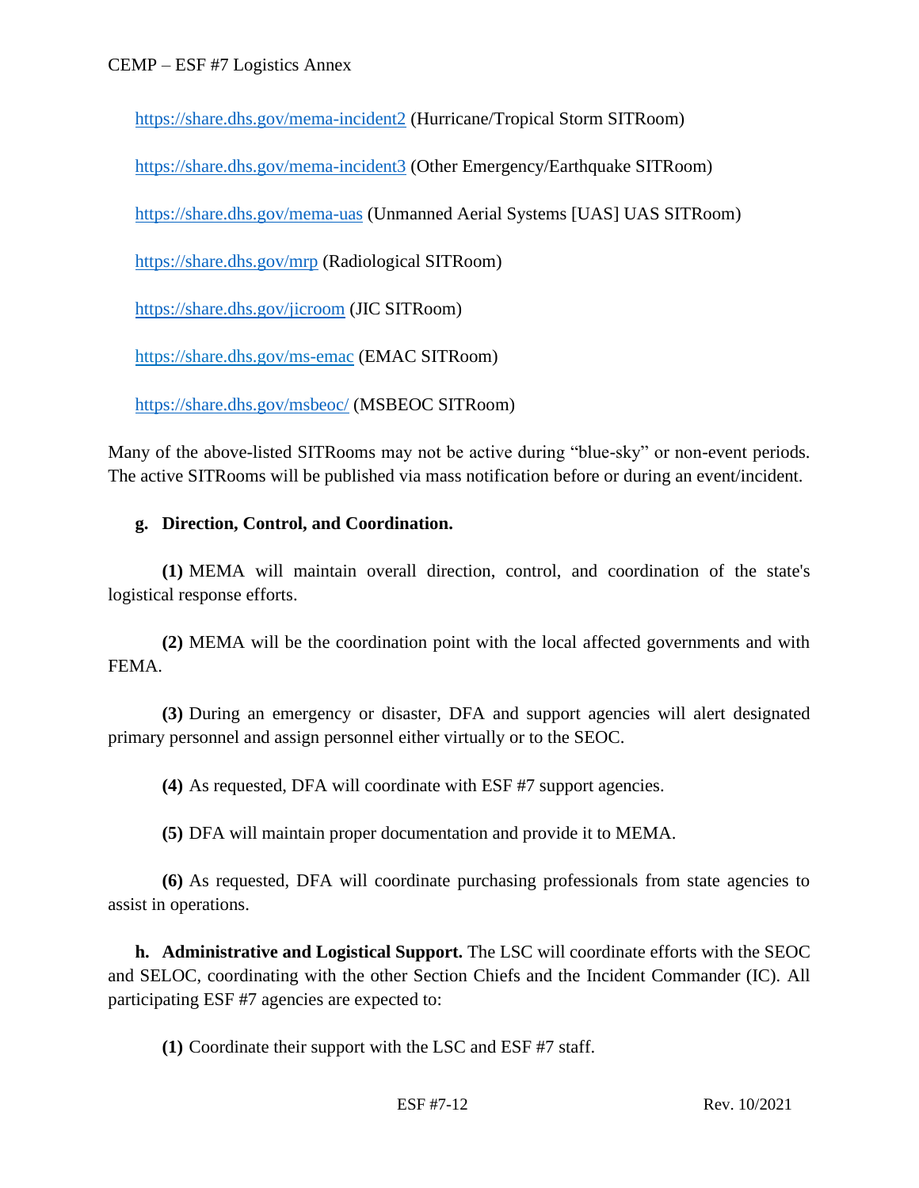[https://share.dhs.gov/mema-incident2](https://share.dhs.gov/mema-incident2) (Hurricane/Tropical Storm SITRoom)

[https://share.dhs.gov/mema-incident3](https://share.dhs.gov/mema-incident3) (Other Emergency/Earthquake SITRoom)

[https://share.dhs.gov/mema-uas](https://share.dhs.gov/mema-uas) (Unmanned Aerial Systems [UAS] UAS SITRoom)

[https://share.dhs.gov/mrp](https://share.dhs.gov/mrp) (Radiological SITRoom)

[https://share.dhs.gov/jicroom](https://share.dhs.gov/jicroom) (JIC SITRoom)

[https://share.dhs.gov/ms-emac](https://share.dhs.gov/ms-emac) (EMAC SITRoom)

[https://share.dhs.gov/msbeoc/](https://share.dhs.gov/msbeoc/) (MSBEOC SITRoom)

Many of the above-listed SITRooms may not be active during "blue-sky" or non-event periods. The active SITRooms will be published via mass notification before or during an event/incident.

**g. Direction, Control, and Coordination.**

**(1)** MEMA will maintain overall direction, control, and coordination of the state's logistical response efforts.

**(2)** MEMA will be the coordination point with the local affected governments and with FEMA.

**(3)** During an emergency or disaster, DFA and support agencies will alert designated primary personnel and assign personnel either virtually or to the SEOC.

**(4)** As requested, DFA will coordinate with ESF #7 support agencies.

**(5)** DFA will maintain proper documentation and provide it to MEMA.

**(6)** As requested, DFA will coordinate purchasing professionals from state agencies to assist in operations.

**h. Administrative and Logistical Support.** The LSC will coordinate efforts with the SEOC and SELOC, coordinating with the other Section Chiefs and the Incident Commander (IC). All participating ESF #7 agencies are expected to:

**(1)** Coordinate their support with the LSC and ESF #7 staff.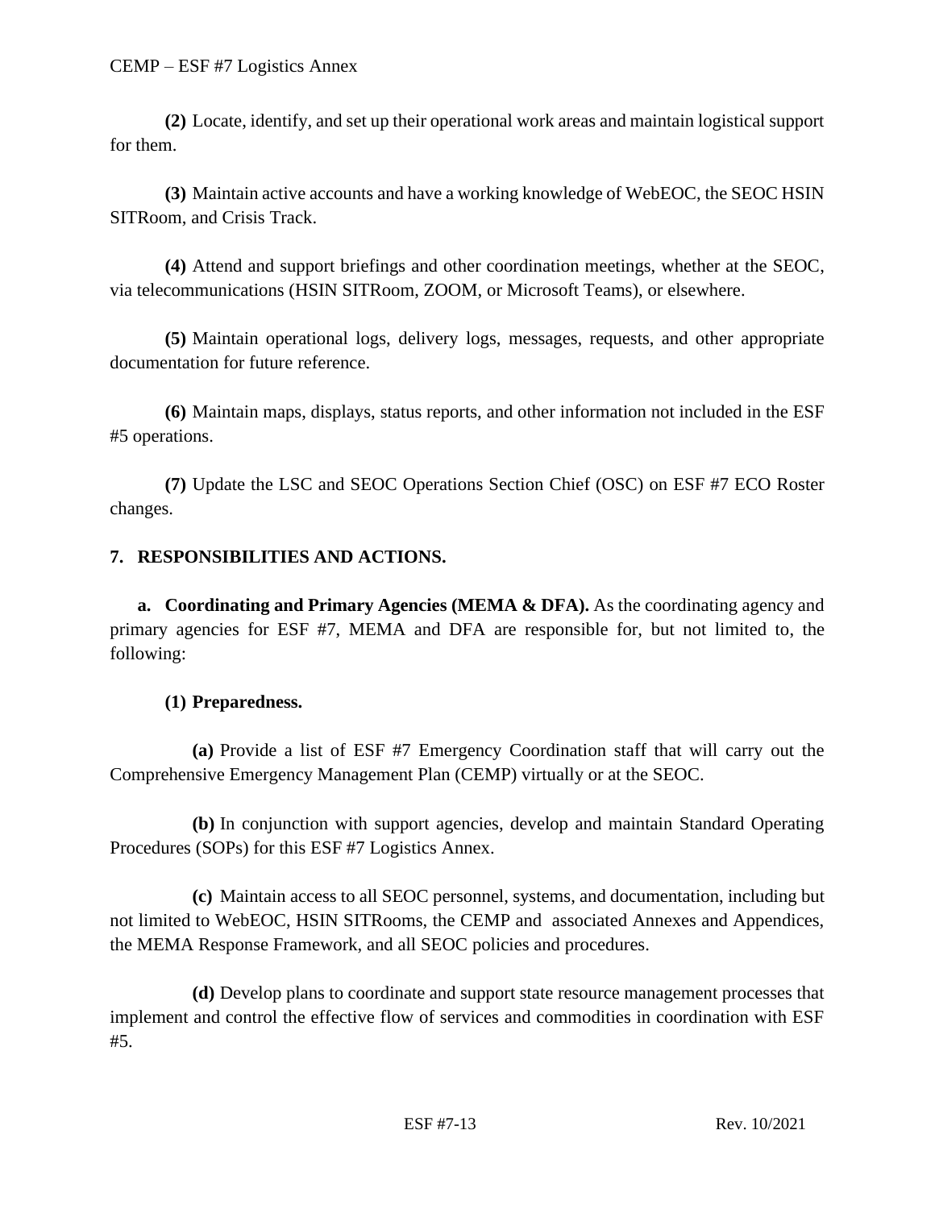**(2)** Locate, identify, and set up their operational work areas and maintain logistical support for them.

**(3)** Maintain active accounts and have a working knowledge of WebEOC, the SEOC HSIN SITRoom, and Crisis Track.

**(4)** Attend and support briefings and other coordination meetings, whether at the SEOC, via telecommunications (HSIN SITRoom, ZOOM, or Microsoft Teams), or elsewhere.

**(5)** Maintain operational logs, delivery logs, messages, requests, and other appropriate documentation for future reference.

**(6)** Maintain maps, displays, status reports, and other information not included in the ESF #5 operations.

**(7)** Update the LSC and SEOC Operations Section Chief (OSC) on ESF #7 ECO Roster changes.

## 7. RESPONSIBILITIES AND ACTIONS.

**a. Coordinating and Primary Agencies (MEMA & DFA).** As the coordinating agency and primary agencies for ESF #7, MEMA and DFA are responsible for, but not limited to, the following:

**(1) Preparedness.**

**(a)** Provide a list of ESF #7 Emergency Coordination staff that will carry out the Comprehensive Emergency Management Plan (CEMP) virtually or at the SEOC.

**(b)** In conjunction with support agencies, develop and maintain Standard Operating Procedures (SOPs) for this ESF #7 Logistics Annex.

**(c)** Maintain access to all SEOC personnel, systems, and documentation, including but not limited to WebEOC, HSIN SITRooms, the CEMP and associated Annexes and Appendices, the MEMA Response Framework, and all SEOC policies and procedures.

**(d)** Develop plans to coordinate and support state resource management processes that implement and control the effective flow of services and commodities in coordination with ESF #5.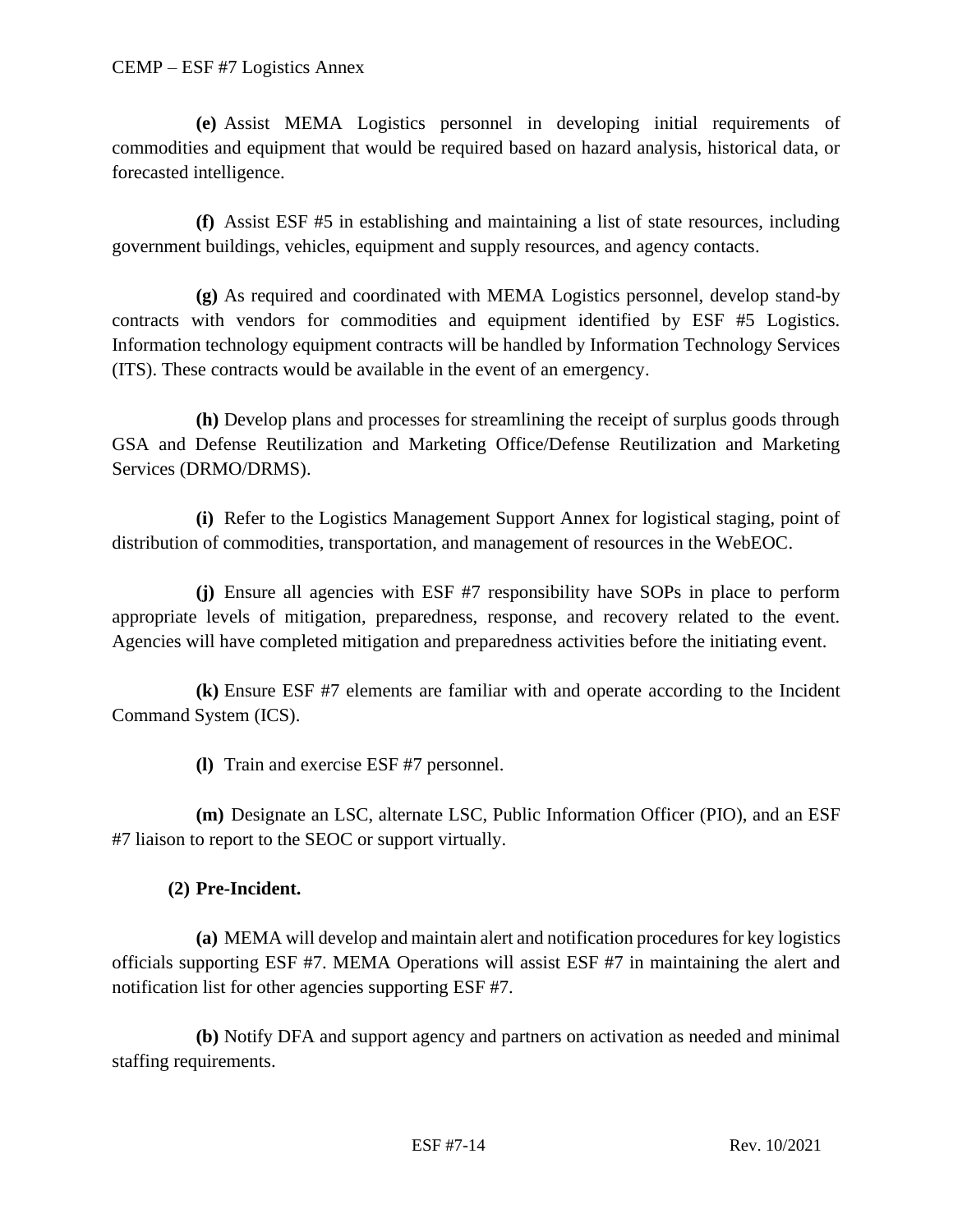**(e)** Assist MEMA Logistics personnel in developing initial requirements of commodities and equipment that would be required based on hazard analysis, historical data, or forecasted intelligence.

**(f)** Assist ESF #5 in establishing and maintaining a list of state resources, including government buildings, vehicles, equipment and supply resources, and agency contacts.

**(g)** As required and coordinated with MEMA Logistics personnel, develop stand-by contracts with vendors for commodities and equipment identified by ESF #5 Logistics. Information technology equipment contracts will be handled by Information Technology Services (ITS). These contracts would be available in the event of an emergency.

**(h)** Develop plans and processes for streamlining the receipt of surplus goods through GSA and Defense Reutilization and Marketing Office/Defense Reutilization and Marketing Services (DRMO/DRMS).

**(i)** Refer to the Logistics Management Support Annex for logistical staging, point of distribution of commodities, transportation, and management of resources in the WebEOC.

**(j)** Ensure all agencies with ESF #7 responsibility have SOPs in place to perform appropriate levels of mitigation, preparedness, response, and recovery related to the event. Agencies will have completed mitigation and preparedness activities before the initiating event.

**(k)** Ensure ESF #7 elements are familiar with and operate according to the Incident Command System (ICS).

**(l)** Train and exercise ESF #7 personnel.

**(m)** Designate an LSC, alternate LSC, Public Information Officer (PIO), and an ESF #7 liaison to report to the SEOC or support virtually.

**(2) Pre-Incident.**

**(a)** MEMA will develop and maintain alert and notification procedures for key logistics officials supporting ESF #7. MEMA Operations will assist ESF #7 in maintaining the alert and notification list for other agencies supporting ESF #7.

**(b)** Notify DFA and support agency and partners on activation as needed and minimal staffing requirements.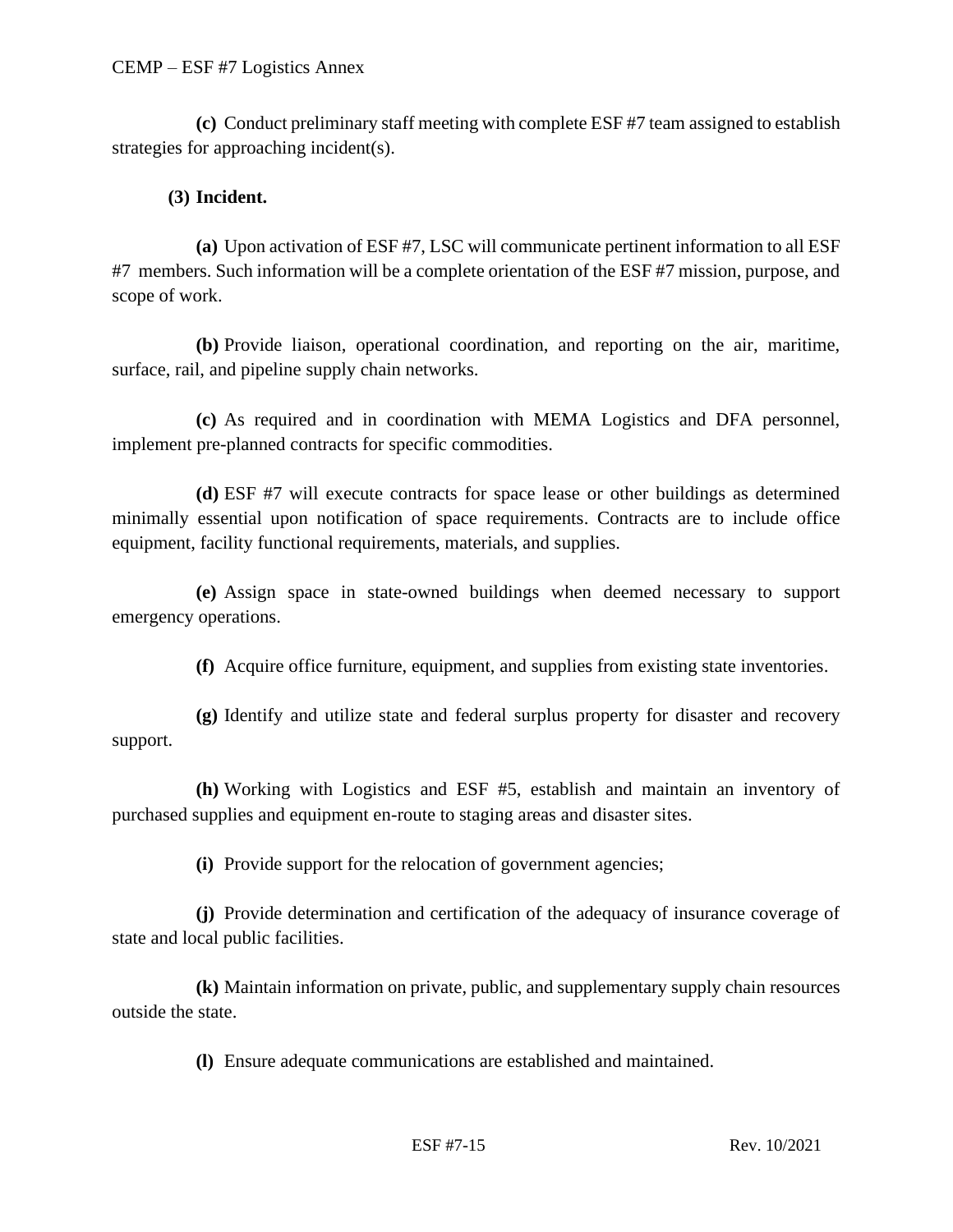**(c)** Conduct preliminary staff meeting with complete ESF #7 team assigned to establish strategies for approaching incident(s).

**(3) Incident.**

**(a)** Upon activation of ESF #7, LSC will communicate pertinent information to all ESF #7 members. Such information will be a complete orientation of the ESF #7 mission, purpose, and scope of work.

**(b)** Provide liaison, operational coordination, and reporting on the air, maritime, surface, rail, and pipeline supply chain networks.

**(c)** As required and in coordination with MEMA Logistics and DFA personnel, implement pre-planned contracts for specific commodities.

**(d)** ESF #7 will execute contracts for space lease or other buildings as determined minimally essential upon notification of space requirements. Contracts are to include office equipment, facility functional requirements, materials, and supplies.

**(e)** Assign space in state-owned buildings when deemed necessary to support emergency operations.

**(f)** Acquire office furniture, equipment, and supplies from existing state inventories.

**(g)** Identify and utilize state and federal surplus property for disaster and recovery support.

**(h)** Working with Logistics and ESF #5, establish and maintain an inventory of purchased supplies and equipment en-route to staging areas and disaster sites.

**(i)** Provide support for the relocation of government agencies;

**(j)** Provide determination and certification of the adequacy of insurance coverage of state and local public facilities.

**(k)** Maintain information on private, public, and supplementary supply chain resources outside the state.

**(l)** Ensure adequate communications are established and maintained.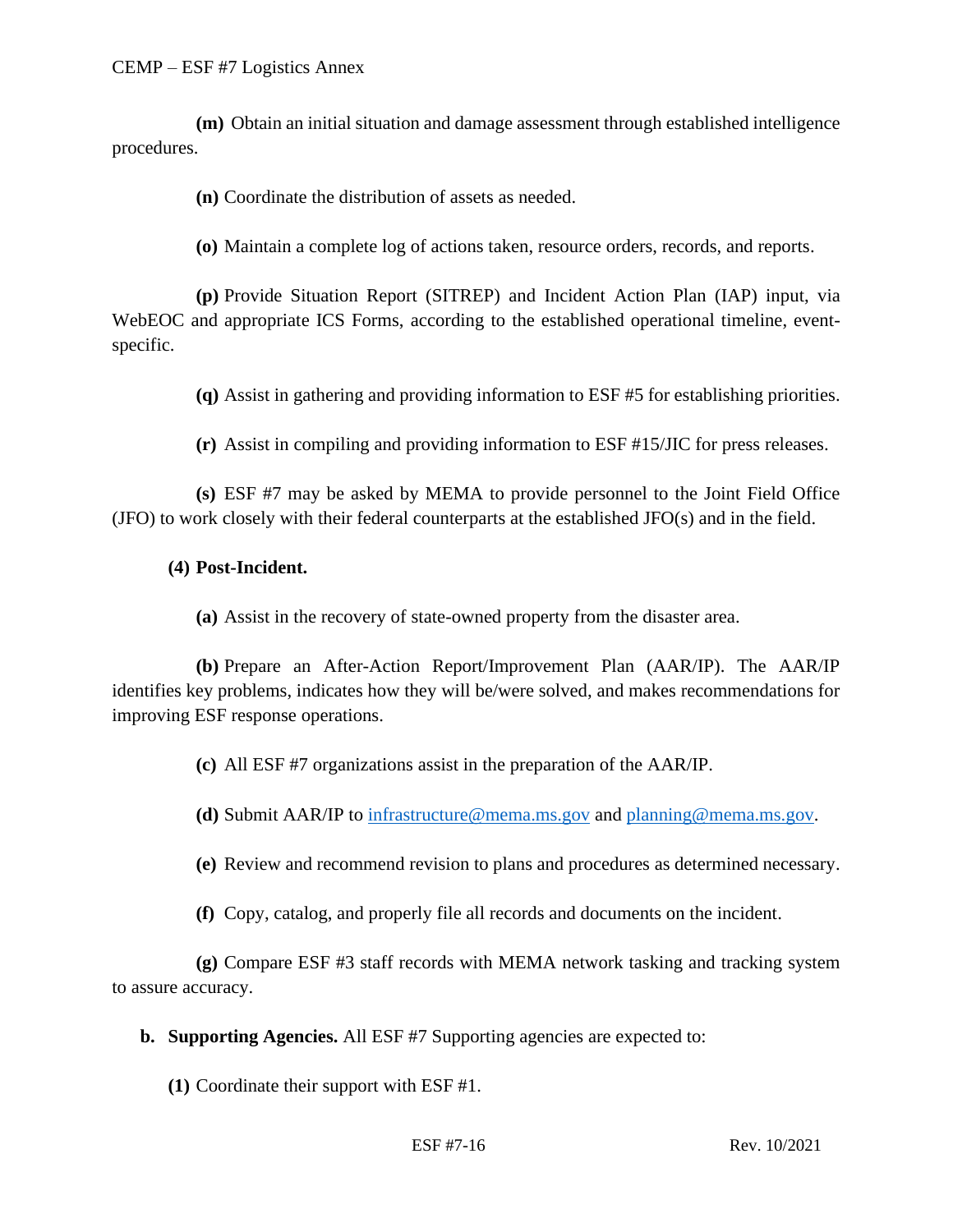**(m)** Obtain an initial situation and damage assessment through established intelligence procedures.

**(n)** Coordinate the distribution of assets as needed.

**(o)** Maintain a complete log of actions taken, resource orders, records, and reports.

**(p)** Provide Situation Report (SITREP) and Incident Action Plan (IAP) input, via WebEOC and appropriate ICS Forms, according to the established operational timeline, event-specific.

**(q)** Assist in gathering and providing information to ESF #5 for establishing priorities.

**(r)** Assist in compiling and providing information to ESF #15/JIC for press releases.

**(s)** ESF #7 may be asked by MEMA to provide personnel to the Joint Field Office (JFO) to work closely with their federal counterparts at the established JFO(s) and in the field.

**(4) Post-Incident.**

**(a)** Assist in the recovery of state-owned property from the disaster area.

**(b)** Prepare an After-Action Report/Improvement Plan (AAR/IP). The AAR/IP identifies key problems, indicates how they will be/were solved, and makes recommendations for improving ESF response operations.

**(c)** All ESF #7 organizations assist in the preparation of the AAR/IP.

**(d)** Submit AAR/IP to infrastructure@mema.ms.gov and planning@mema.ms.gov.

**(e)** Review and recommend revision to plans and procedures as determined necessary.

**(f)** Copy, catalog, and properly file all records and documents on the incident.

**(g)** Compare ESF #3 staff records with MEMA network tasking and tracking system to assure accuracy.

**b. Supporting Agencies.** All ESF #7 Supporting agencies are expected to:

**(1)** Coordinate their support with ESF #1.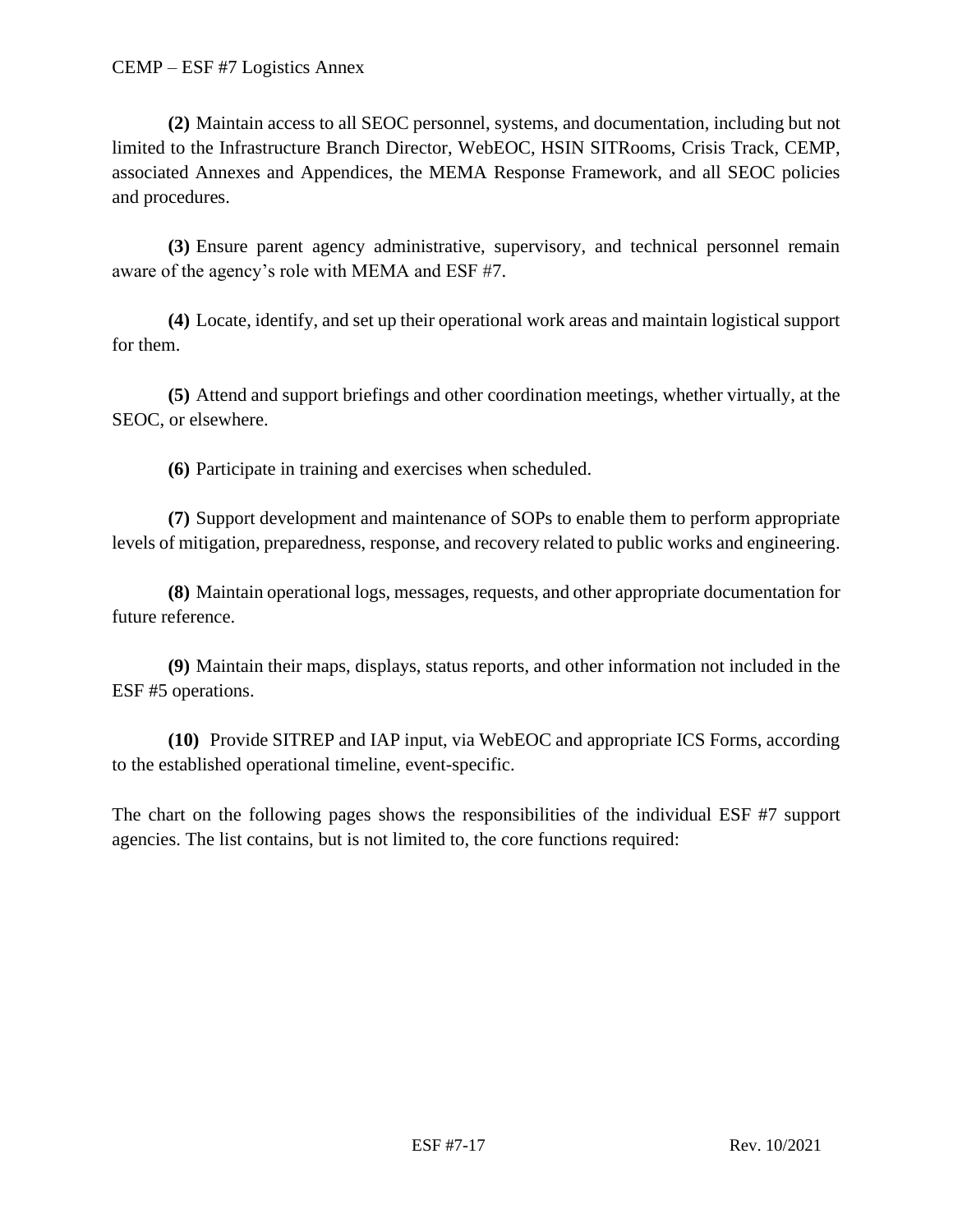**(2)** Maintain access to all SEOC personnel, systems, and documentation, including but not limited to the Infrastructure Branch Director, WebEOC, HSIN SITRooms, Crisis Track, CEMP, associated Annexes and Appendices, the MEMA Response Framework, and all SEOC policies and procedures.

**(3)** Ensure parent agency administrative, supervisory, and technical personnel remain aware of the agency's role with MEMA and ESF #7.

**(4)** Locate, identify, and set up their operational work areas and maintain logistical support for them.

**(5)** Attend and support briefings and other coordination meetings, whether virtually, at the SEOC, or elsewhere.

**(6)** Participate in training and exercises when scheduled.

**(7)** Support development and maintenance of SOPs to enable them to perform appropriate levels of mitigation, preparedness, response, and recovery related to public works and engineering.

**(8)** Maintain operational logs, messages, requests, and other appropriate documentation for future reference.

**(9)** Maintain their maps, displays, status reports, and other information not included in the ESF #5 operations.

**(10)** Provide SITREP and IAP input, via WebEOC and appropriate ICS Forms, according to the established operational timeline, event-specific.

The chart on the following pages shows the responsibilities of the individual ESF #7 support agencies. The list contains, but is not limited to, the core functions required: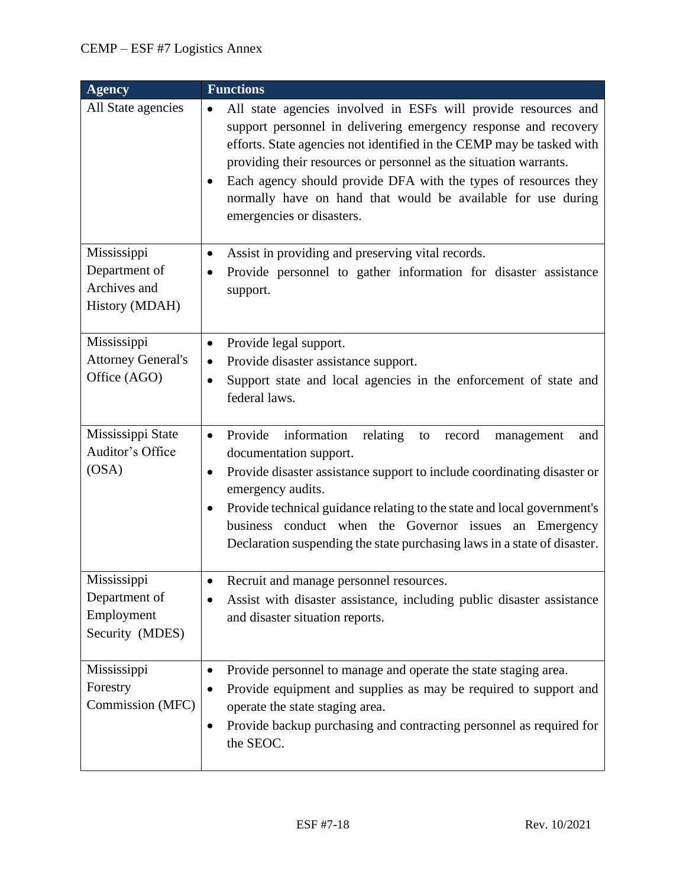| Agency | Functions |
|---|---|
| All State agencies | • All state agencies involved in ESFs will provide resources and support personnel in delivering emergency response and recovery efforts. State agencies not identified in the CEMP may be tasked with providing their resources or personnel as the situation warrants.<br>• Each agency should provide DFA with the types of resources they normally have on hand that would be available for use during emergencies or disasters. |
| Mississippi Department of Archives and History (MDAH) | • Assist in providing and preserving vital records.<br>• Provide personnel to gather information for disaster assistance support. |
| Mississippi Attorney General's Office (AGO) | • Provide legal support.<br>• Provide disaster assistance support.<br>• Support state and local agencies in the enforcement of state and federal laws. |
| Mississippi State Auditor's Office (OSA) | • Provide information relating to record management and documentation support.<br>• Provide disaster assistance support to include coordinating disaster or emergency audits.<br>• Provide technical guidance relating to the state and local government's business conduct when the Governor issues an Emergency Declaration suspending the state purchasing laws in a state of disaster. |
| Mississippi Department of Employment Security (MDES) | • Recruit and manage personnel resources.<br>• Assist with disaster assistance, including public disaster assistance and disaster situation reports. |
| Mississippi Forestry Commission (MFC) | • Provide personnel to manage and operate the state staging area.<br>• Provide equipment and supplies as may be required to support and operate the state staging area.<br>• Provide backup purchasing and contracting personnel as required for the SEOC. |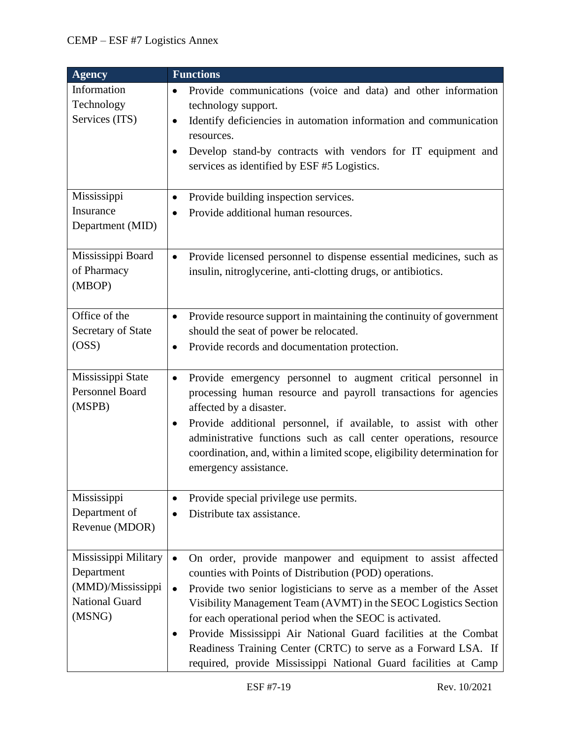| Agency | Functions |
| --- | --- |
| Information Technology Services (ITS) | • Provide communications (voice and data) and other information technology support.<br>• Identify deficiencies in automation information and communication resources.<br>• Develop stand-by contracts with vendors for IT equipment and services as identified by ESF #5 Logistics. |
| Mississippi Insurance Department (MID) | • Provide building inspection services.<br>• Provide additional human resources. |
| Mississippi Board of Pharmacy (MBOP) | • Provide licensed personnel to dispense essential medicines, such as insulin, nitroglycerine, anti-clotting drugs, or antibiotics. |
| Office of the Secretary of State (OSS) | • Provide resource support in maintaining the continuity of government should the seat of power be relocated.<br>• Provide records and documentation protection. |
| Mississippi State Personnel Board (MSPB) | • Provide emergency personnel to augment critical personnel in processing human resource and payroll transactions for agencies affected by a disaster.<br>• Provide additional personnel, if available, to assist with other administrative functions such as call center operations, resource coordination, and, within a limited scope, eligibility determination for emergency assistance. |
| Mississippi Department of Revenue (MDOR) | • Provide special privilege use permits.<br>• Distribute tax assistance. |
| Mississippi Military Department (MMD)/Mississippi National Guard (MSNG) | • On order, provide manpower and equipment to assist affected counties with Points of Distribution (POD) operations.<br>• Provide two senior logisticians to serve as a member of the Asset Visibility Management Team (AVMT) in the SEOC Logistics Section for each operational period when the SEOC is activated.<br>• Provide Mississippi Air National Guard facilities at the Combat Readiness Training Center (CRTC) to serve as a Forward LSA. If required, provide Mississippi National Guard facilities at Camp |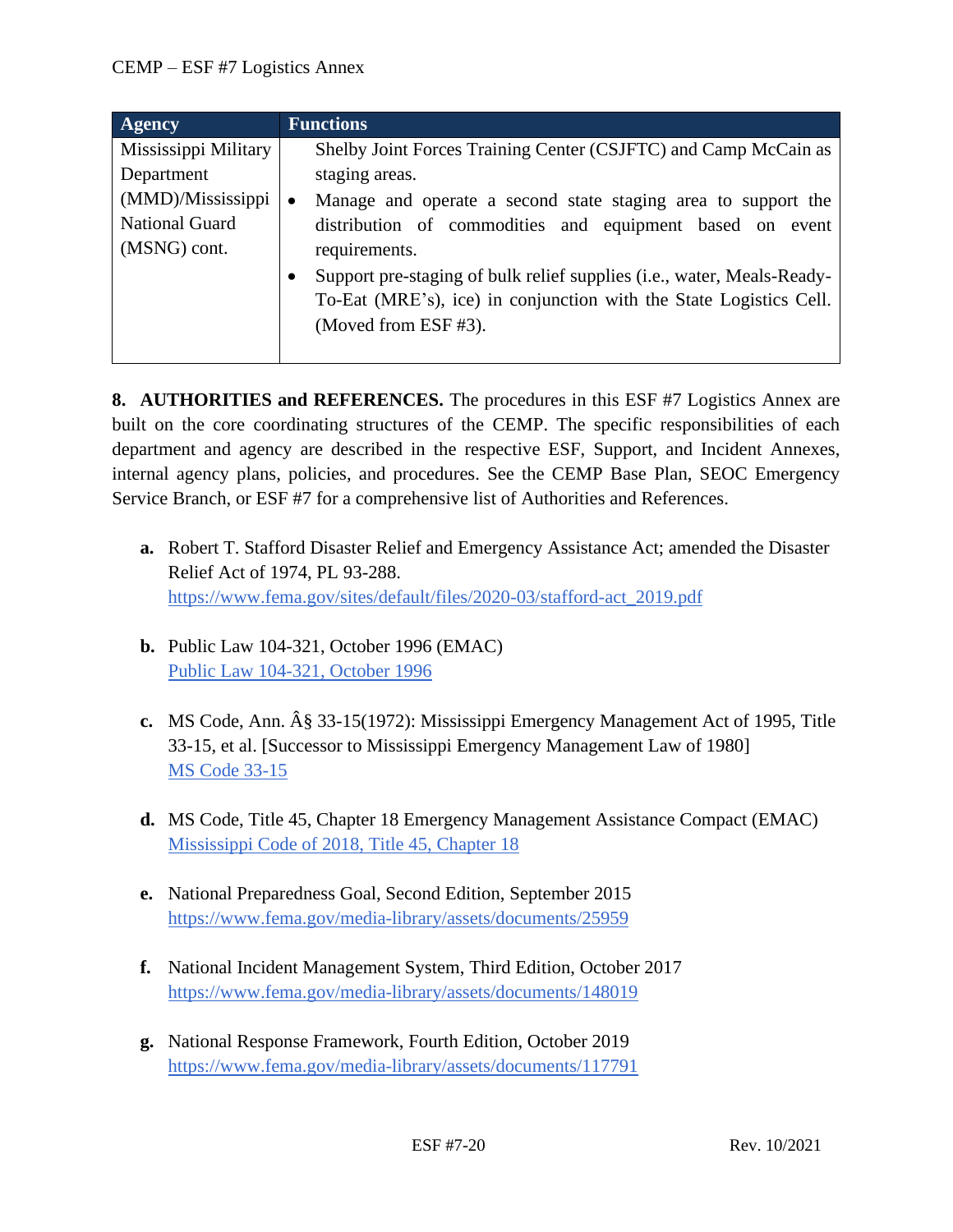| Agency | Functions |
|---|---|
| Mississippi Military Department (MMD)/Mississippi National Guard (MSNG) cont. | Shelby Joint Forces Training Center (CSJFTC) and Camp McCain as staging areas.<br>• Manage and operate a second state staging area to support the distribution of commodities and equipment based on event requirements.<br>• Support pre-staging of bulk relief supplies (i.e., water, Meals-Ready-To-Eat (MRE's), ice) in conjunction with the State Logistics Cell. (Moved from ESF #3). |

**8. AUTHORITIES and REFERENCES.** The procedures in this ESF #7 Logistics Annex are built on the core coordinating structures of the CEMP. The specific responsibilities of each department and agency are described in the respective ESF, Support, and Incident Annexes, internal agency plans, policies, and procedures. See the CEMP Base Plan, SEOC Emergency Service Branch, or ESF #7 for a comprehensive list of Authorities and References.

**a.** Robert T. Stafford Disaster Relief and Emergency Assistance Act; amended the Disaster Relief Act of 1974, PL 93-288.
https://www.fema.gov/sites/default/files/2020-03/stafford-act_2019.pdf

**b.** Public Law 104-321, October 1996 (EMAC)
Public Law 104-321, October 1996

**c.** MS Code, Ann. Â§ 33-15(1972): Mississippi Emergency Management Act of 1995, Title 33-15, et al. [Successor to Mississippi Emergency Management Law of 1980]
MS Code 33-15

**d.** MS Code, Title 45, Chapter 18 Emergency Management Assistance Compact (EMAC)
Mississippi Code of 2018, Title 45, Chapter 18

**e.** National Preparedness Goal, Second Edition, September 2015
https://www.fema.gov/media-library/assets/documents/25959

**f.** National Incident Management System, Third Edition, October 2017
https://www.fema.gov/media-library/assets/documents/148019

**g.** National Response Framework, Fourth Edition, October 2019
https://www.fema.gov/media-library/assets/documents/117791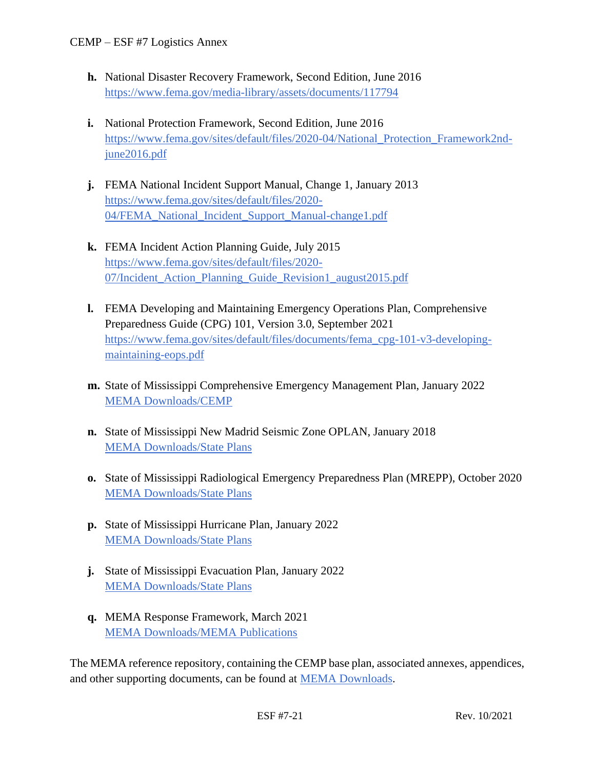- **h.** National Disaster Recovery Framework, Second Edition, June 2016
  [https://www.fema.gov/media-library/assets/documents/117794](https://www.fema.gov/media-library/assets/documents/117794)

- **i.** National Protection Framework, Second Edition, June 2016
  [https://www.fema.gov/sites/default/files/2020-04/National_Protection_Framework2nd-june2016.pdf](https://www.fema.gov/sites/default/files/2020-04/National_Protection_Framework2nd-june2016.pdf)

- **j.** FEMA National Incident Support Manual, Change 1, January 2013
  [https://www.fema.gov/sites/default/files/2020-04/FEMA_National_Incident_Support_Manual-change1.pdf](https://www.fema.gov/sites/default/files/2020-04/FEMA_National_Incident_Support_Manual-change1.pdf)

- **k.** FEMA Incident Action Planning Guide, July 2015
  [https://www.fema.gov/sites/default/files/2020-07/Incident_Action_Planning_Guide_Revision1_august2015.pdf](https://www.fema.gov/sites/default/files/2020-07/Incident_Action_Planning_Guide_Revision1_august2015.pdf)

- **l.** FEMA Developing and Maintaining Emergency Operations Plan, Comprehensive Preparedness Guide (CPG) 101, Version 3.0, September 2021
  [https://www.fema.gov/sites/default/files/documents/fema_cpg-101-v3-developing-maintaining-eops.pdf](https://www.fema.gov/sites/default/files/documents/fema_cpg-101-v3-developing-maintaining-eops.pdf)

- **m.** State of Mississippi Comprehensive Emergency Management Plan, January 2022
  MEMA Downloads/CEMP

- **n.** State of Mississippi New Madrid Seismic Zone OPLAN, January 2018
  MEMA Downloads/State Plans

- **o.** State of Mississippi Radiological Emergency Preparedness Plan (MREPP), October 2020
  MEMA Downloads/State Plans

- **p.** State of Mississippi Hurricane Plan, January 2022
  MEMA Downloads/State Plans

- **j.** State of Mississippi Evacuation Plan, January 2022
  MEMA Downloads/State Plans

- **q.** MEMA Response Framework, March 2021
  MEMA Downloads/MEMA Publications

The MEMA reference repository, containing the CEMP base plan, associated annexes, appendices, and other supporting documents, can be found at MEMA Downloads.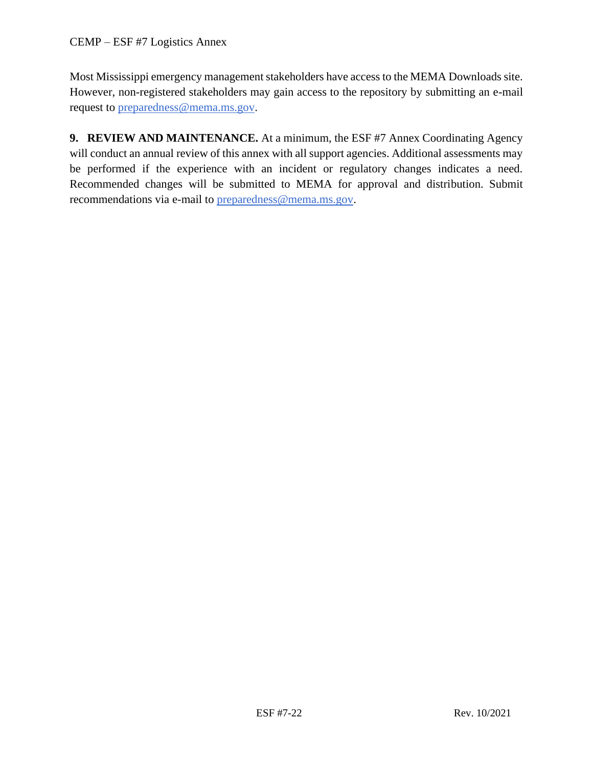Most Mississippi emergency management stakeholders have access to the MEMA Downloads site. However, non-registered stakeholders may gain access to the repository by submitting an e-mail request to preparedness@mema.ms.gov.

**9. REVIEW AND MAINTENANCE.** At a minimum, the ESF #7 Annex Coordinating Agency will conduct an annual review of this annex with all support agencies. Additional assessments may be performed if the experience with an incident or regulatory changes indicates a need. Recommended changes will be submitted to MEMA for approval and distribution. Submit recommendations via e-mail to preparedness@mema.ms.gov.